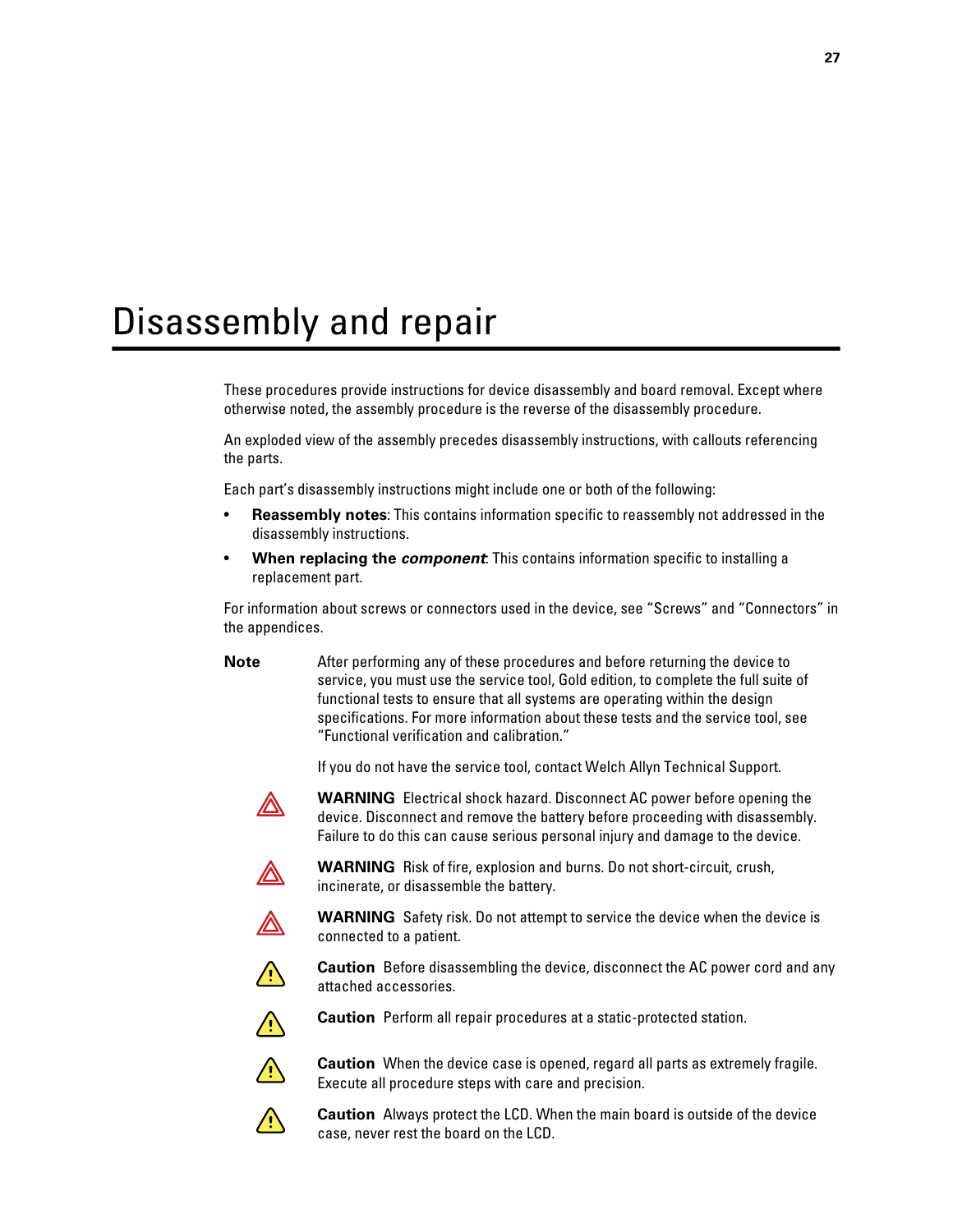# Disassembly and repair

These procedures provide instructions for device disassembly and board removal. Except where otherwise noted, the assembly procedure is the reverse of the disassembly procedure.

An exploded view of the assembly precedes disassembly instructions, with callouts referencing the parts.

Each part's disassembly instructions might include one or both of the following:

- **Reassembly notes**: This contains information specific to reassembly not addressed in the disassembly instructions.
- **When replacing the *component***: This contains information specific to installing a replacement part.

For information about screws or connectors used in the device, see "Screws" and "Connectors" in the appendices.

**Note** After performing any of these procedures and before returning the device to service, you must use the service tool, Gold edition, to complete the full suite of functional tests to ensure that all systems are operating within the design specifications. For more information about these tests and the service tool, see "Functional verification and calibration."

If you do not have the service tool, contact Welch Allyn Technical Support.

**WARNING** Electrical shock hazard. Disconnect AC power before opening the device. Disconnect and remove the battery before proceeding with disassembly. Failure to do this can cause serious personal injury and damage to the device.

**WARNING** Risk of fire, explosion and burns. Do not short-circuit, crush, incinerate, or disassemble the battery.

**WARNING** Safety risk. Do not attempt to service the device when the device is connected to a patient.

**Caution** Before disassembling the device, disconnect the AC power cord and any attached accessories.

**Caution** Perform all repair procedures at a static-protected station.

**Caution** When the device case is opened, regard all parts as extremely fragile. Execute all procedure steps with care and precision.

**Caution** Always protect the LCD. When the main board is outside of the device case, never rest the board on the LCD.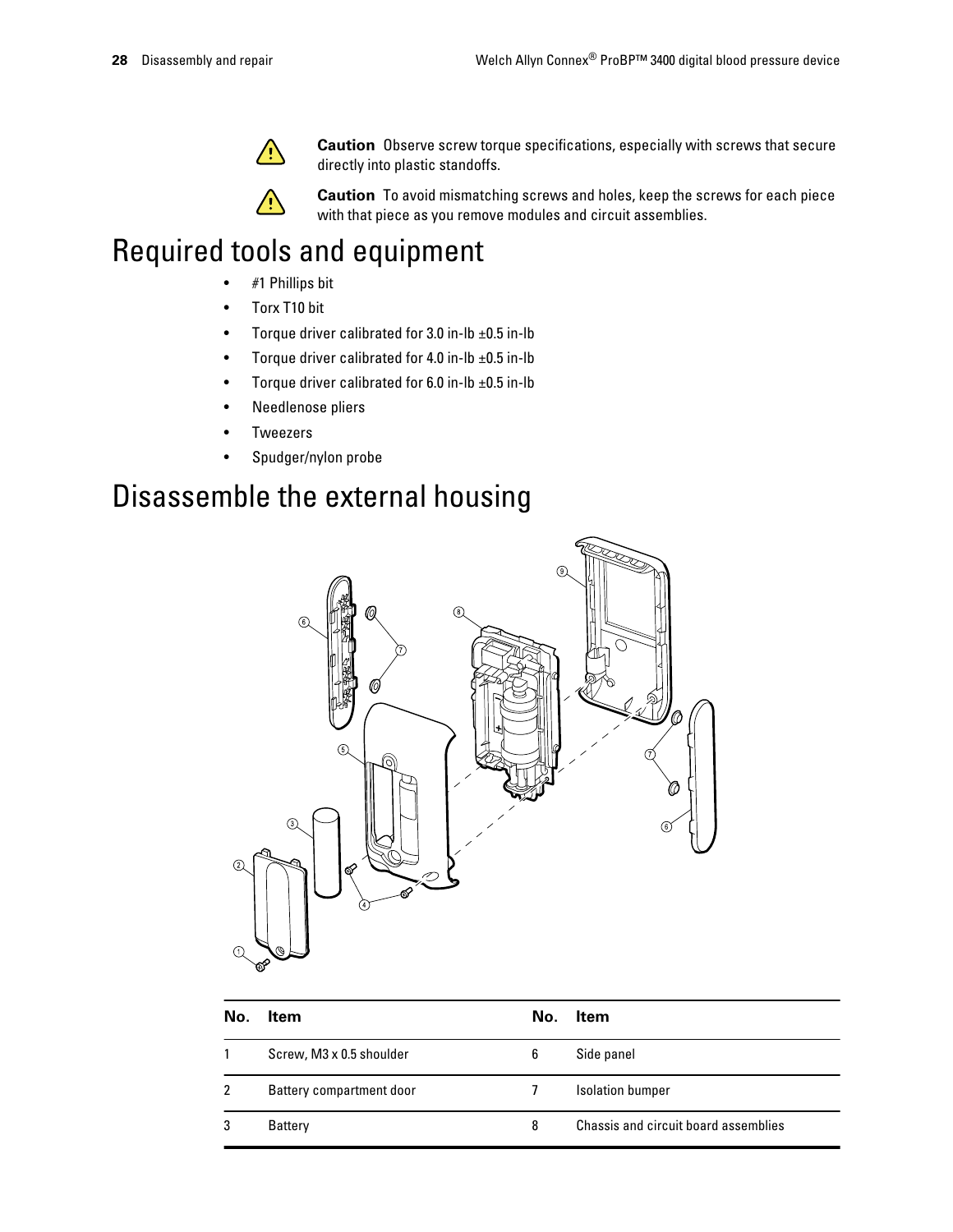> **Caution** Observe screw torque specifications, especially with screws that secure directly into plastic standoffs.

> **Caution** To avoid mismatching screws and holes, keep the screws for each piece with that piece as you remove modules and circuit assemblies.

# Required tools and equipment

- #1 Phillips bit
- Torx T10 bit
- Torque driver calibrated for 3.0 in-lb ±0.5 in-lb
- Torque driver calibrated for 4.0 in-lb ±0.5 in-lb
- Torque driver calibrated for 6.0 in-lb ±0.5 in-lb
- Needlenose pliers
- Tweezers
- Spudger/nylon probe

# Disassemble the external housing

| No. | Item | No. | Item |
|---|---|---|---|
| 1 | Screw, M3 x 0.5 shoulder | 6 | Side panel |
| 2 | Battery compartment door | 7 | Isolation bumper |
| 3 | Battery | 8 | Chassis and circuit board assemblies |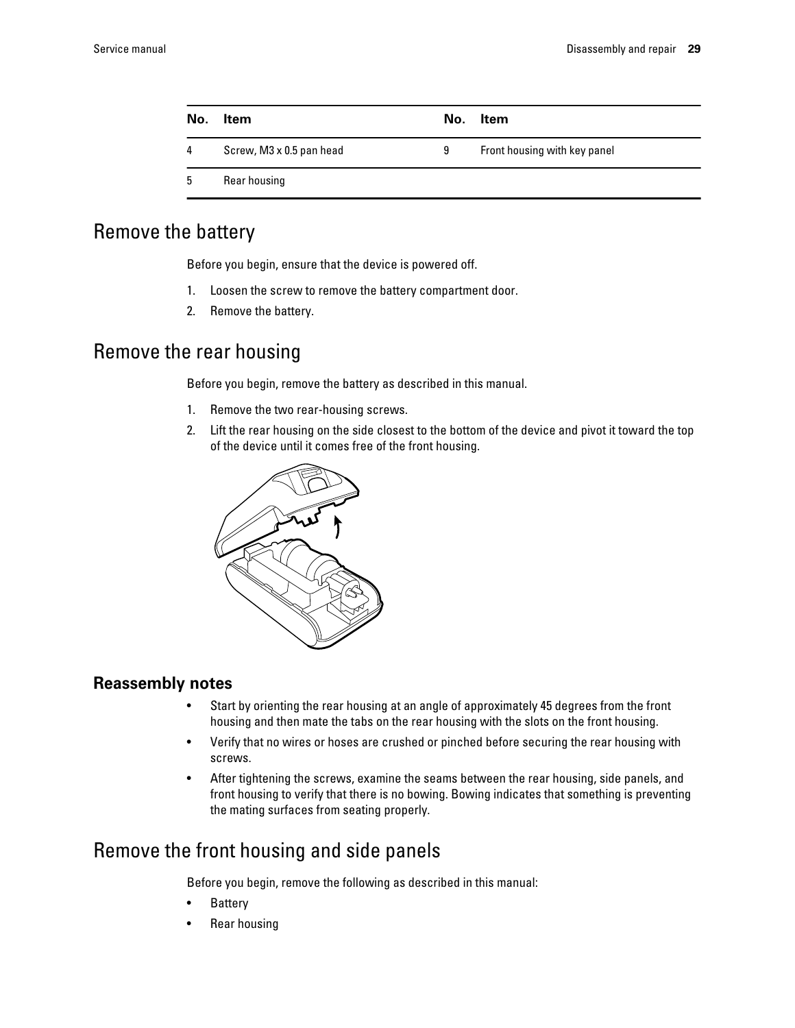| No. | Item | No. | Item |
|---|---|---|---|
| 4 | Screw, M3 x 0.5 pan head | 9 | Front housing with key panel |
| 5 | Rear housing | | |

## Remove the battery

Before you begin, ensure that the device is powered off.

1. Loosen the screw to remove the battery compartment door.
2. Remove the battery.

## Remove the rear housing

Before you begin, remove the battery as described in this manual.

1. Remove the two rear-housing screws.
2. Lift the rear housing on the side closest to the bottom of the device and pivot it toward the top of the device until it comes free of the front housing.

### Reassembly notes

- Start by orienting the rear housing at an angle of approximately 45 degrees from the front housing and then mate the tabs on the rear housing with the slots on the front housing.
- Verify that no wires or hoses are crushed or pinched before securing the rear housing with screws.
- After tightening the screws, examine the seams between the rear housing, side panels, and front housing to verify that there is no bowing. Bowing indicates that something is preventing the mating surfaces from seating properly.

## Remove the front housing and side panels

Before you begin, remove the following as described in this manual:

- Battery
- Rear housing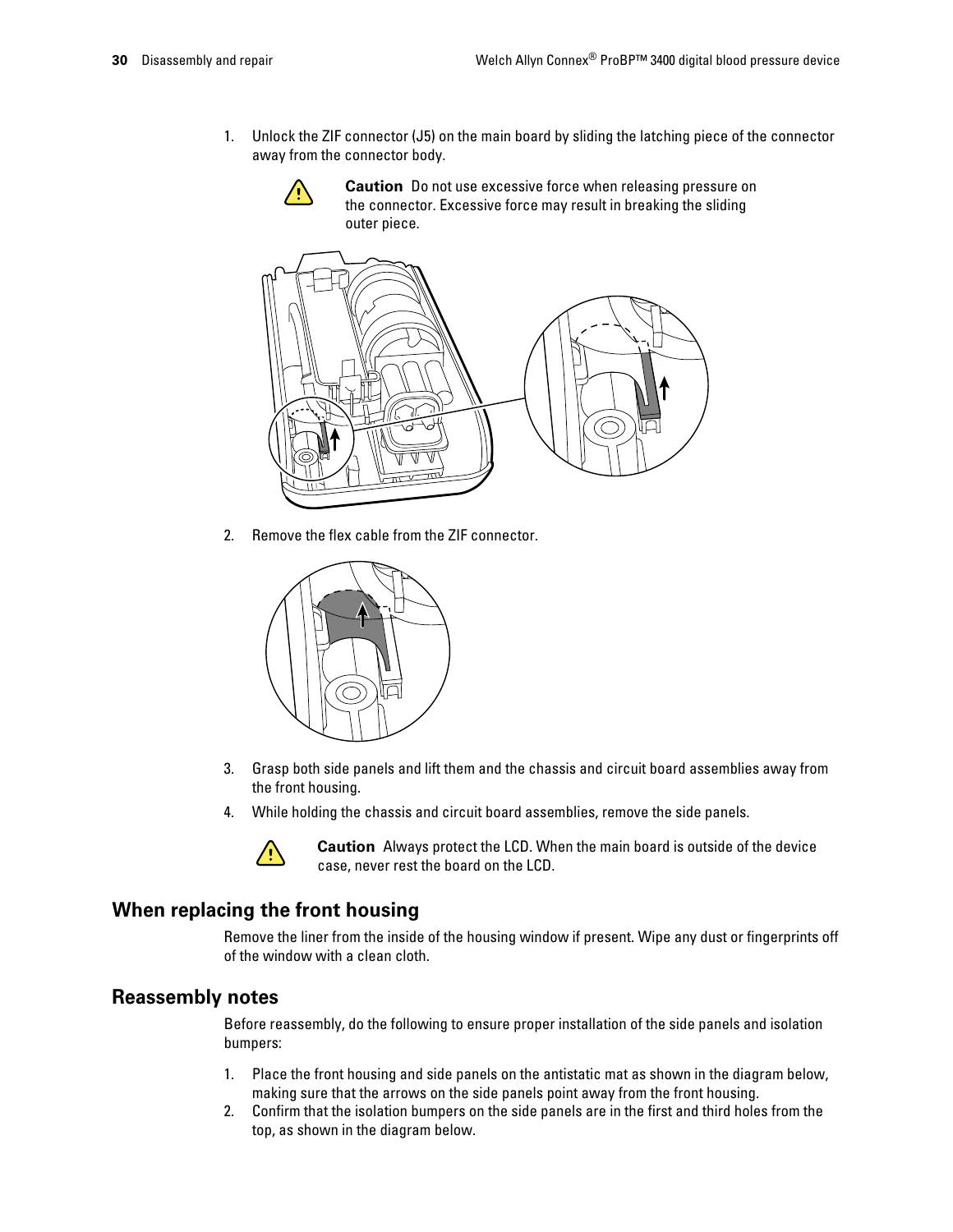1. Unlock the ZIF connector (J5) on the main board by sliding the latching piece of the connector away from the connector body.

   **Caution** Do not use excessive force when releasing pressure on the connector. Excessive force may result in breaking the sliding outer piece.

2. Remove the flex cable from the ZIF connector.

3. Grasp both side panels and lift them and the chassis and circuit board assemblies away from the front housing.
4. While holding the chassis and circuit board assemblies, remove the side panels.

   **Caution** Always protect the LCD. When the main board is outside of the device case, never rest the board on the LCD.

## When replacing the front housing

Remove the liner from the inside of the housing window if present. Wipe any dust or fingerprints off of the window with a clean cloth.

## Reassembly notes

Before reassembly, do the following to ensure proper installation of the side panels and isolation bumpers:

1. Place the front housing and side panels on the antistatic mat as shown in the diagram below, making sure that the arrows on the side panels point away from the front housing.
2. Confirm that the isolation bumpers on the side panels are in the first and third holes from the top, as shown in the diagram below.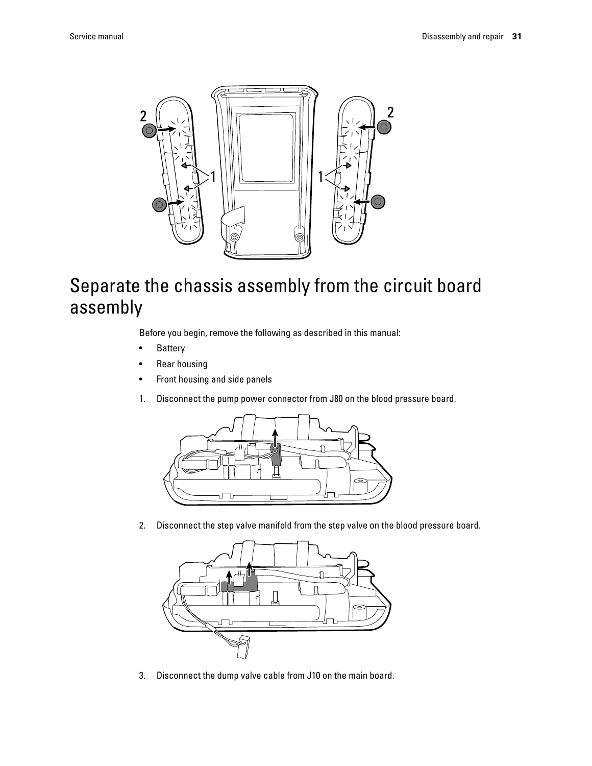# Separate the chassis assembly from the circuit board assembly

Before you begin, remove the following as described in this manual:

- Battery
- Rear housing
- Front housing and side panels

1. Disconnect the pump power connector from J80 on the blood pressure board.

2. Disconnect the step valve manifold from the step valve on the blood pressure board.

3. Disconnect the dump valve cable from J10 on the main board.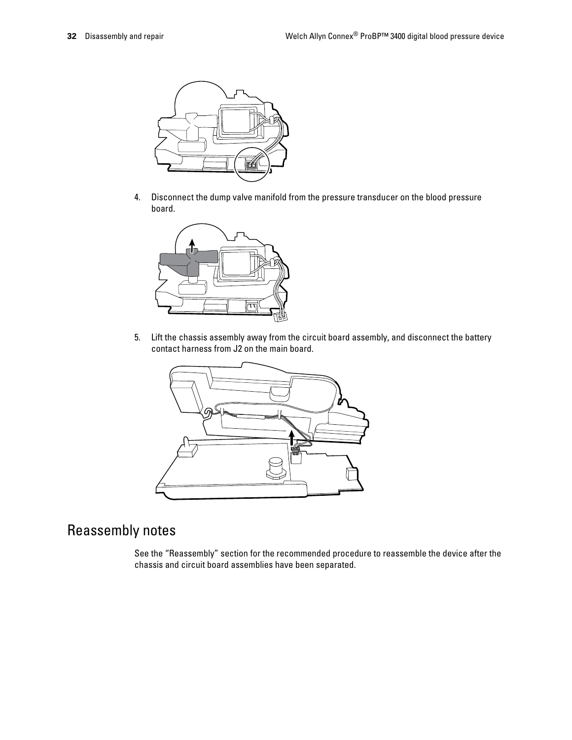4. Disconnect the dump valve manifold from the pressure transducer on the blood pressure board.

5. Lift the chassis assembly away from the circuit board assembly, and disconnect the battery contact harness from J2 on the main board.

## Reassembly notes

See the "Reassembly" section for the recommended procedure to reassemble the device after the chassis and circuit board assemblies have been separated.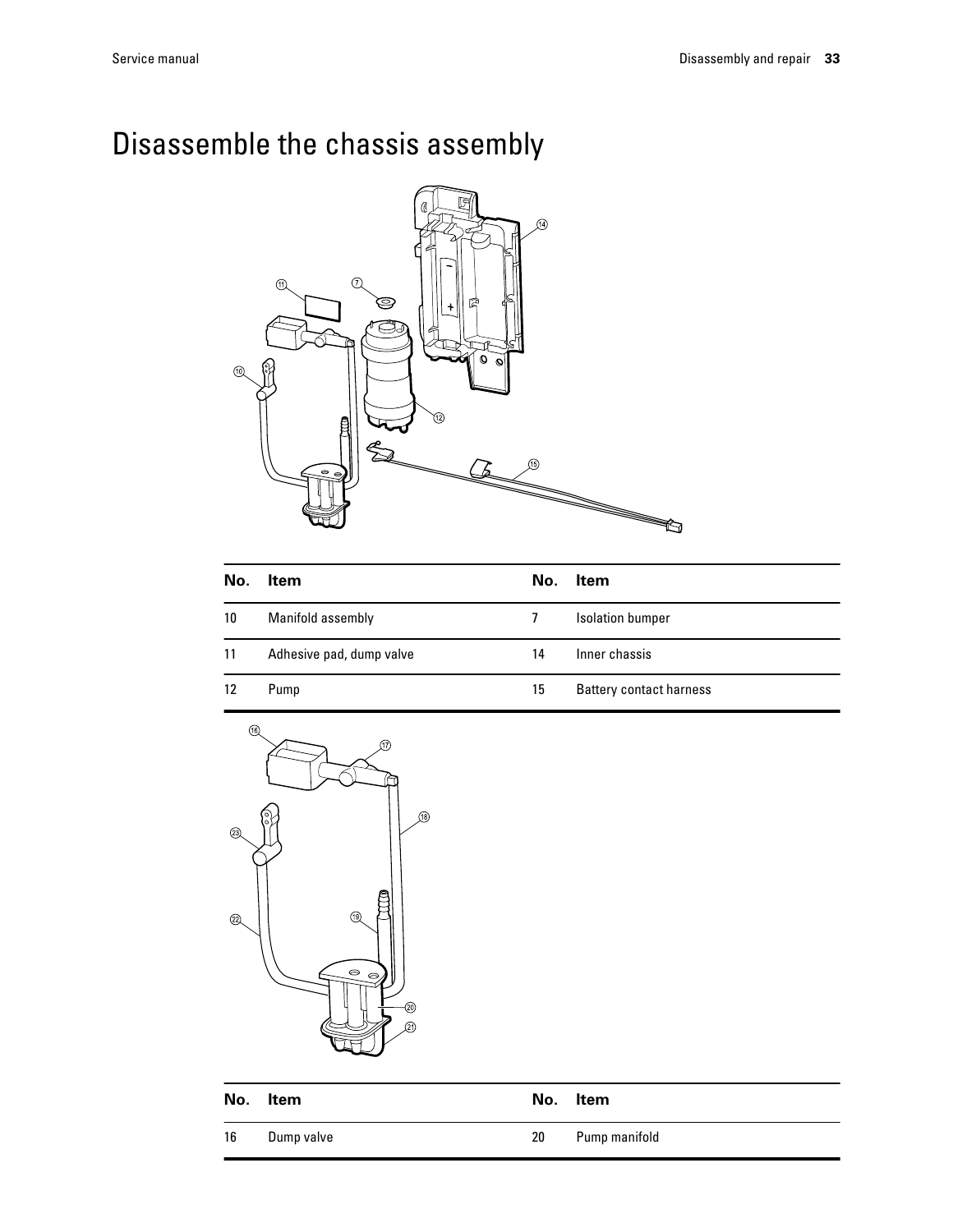# Disassemble the chassis assembly

| No. | Item | No. | Item |
|---|---|---|---|
| 10 | Manifold assembly | 7 | Isolation bumper |
| 11 | Adhesive pad, dump valve | 14 | Inner chassis |
| 12 | Pump | 15 | Battery contact harness |

| No. | Item | No. | Item |
|---|---|---|---|
| 16 | Dump valve | 20 | Pump manifold |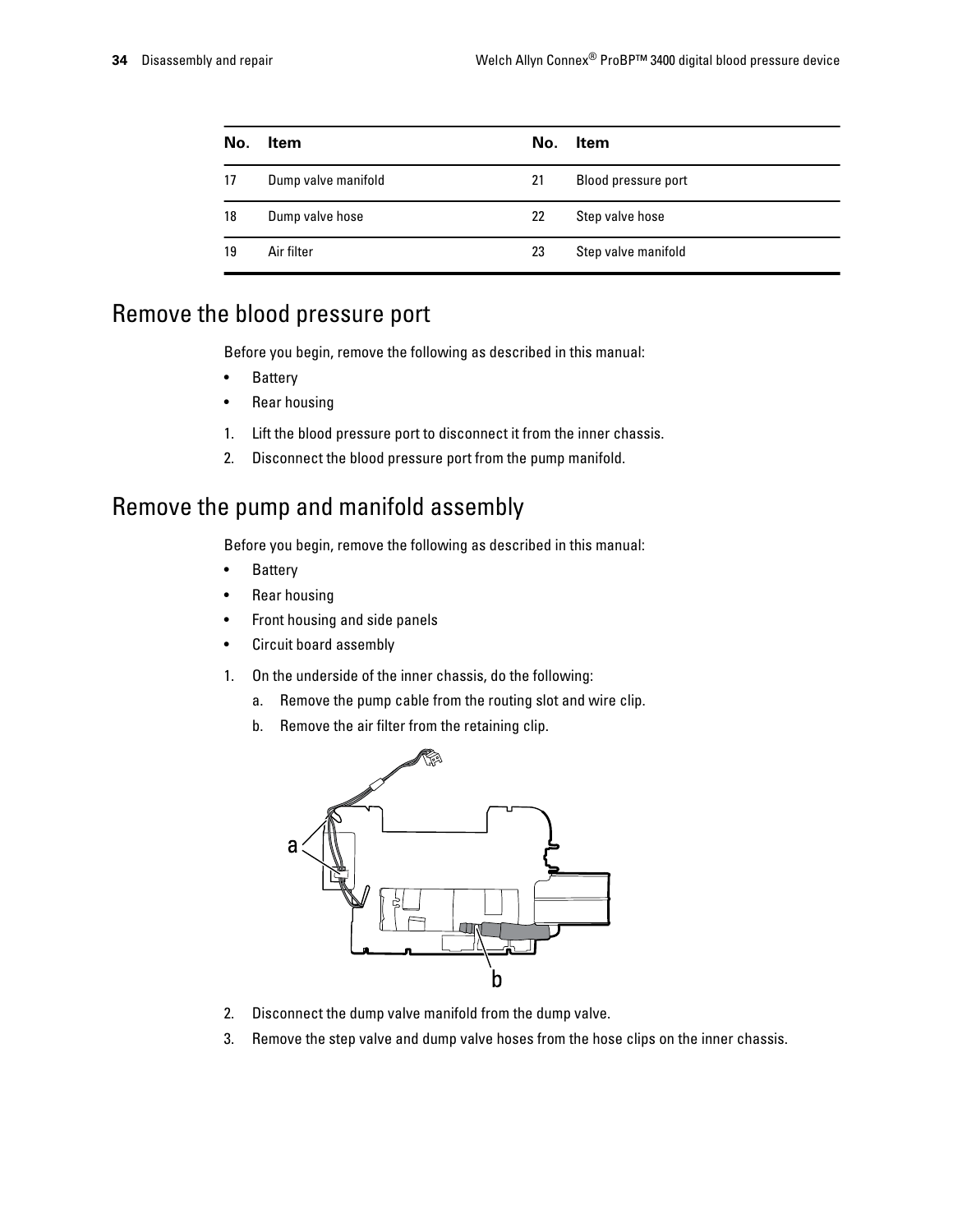| No. | Item | No. | Item |
|---|---|---|---|
| 17 | Dump valve manifold | 21 | Blood pressure port |
| 18 | Dump valve hose | 22 | Step valve hose |
| 19 | Air filter | 23 | Step valve manifold |

## Remove the blood pressure port

Before you begin, remove the following as described in this manual:

- Battery
- Rear housing

1. Lift the blood pressure port to disconnect it from the inner chassis.
2. Disconnect the blood pressure port from the pump manifold.

## Remove the pump and manifold assembly

Before you begin, remove the following as described in this manual:

- Battery
- Rear housing
- Front housing and side panels
- Circuit board assembly

1. On the underside of the inner chassis, do the following:
   a. Remove the pump cable from the routing slot and wire clip.
   b. Remove the air filter from the retaining clip.
2. Disconnect the dump valve manifold from the dump valve.
3. Remove the step valve and dump valve hoses from the hose clips on the inner chassis.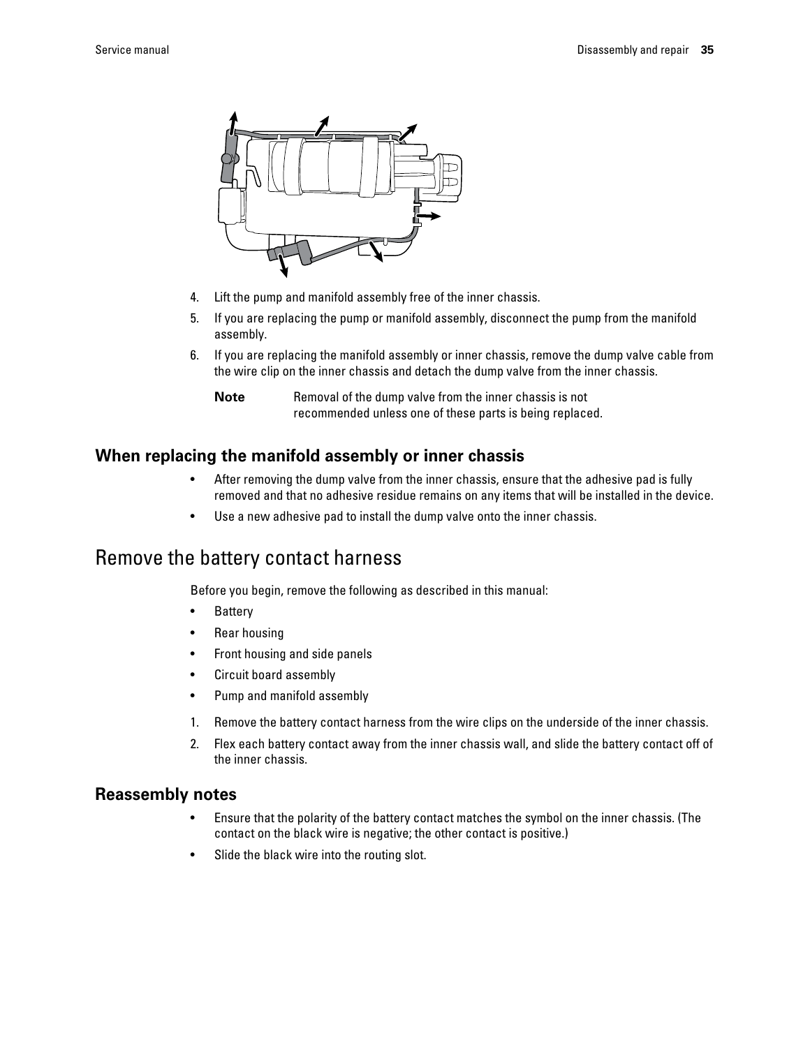4. Lift the pump and manifold assembly free of the inner chassis.
5. If you are replacing the pump or manifold assembly, disconnect the pump from the manifold assembly.
6. If you are replacing the manifold assembly or inner chassis, remove the dump valve cable from the wire clip on the inner chassis and detach the dump valve from the inner chassis.

   **Note** Removal of the dump valve from the inner chassis is not recommended unless one of these parts is being replaced.

## When replacing the manifold assembly or inner chassis

- After removing the dump valve from the inner chassis, ensure that the adhesive pad is fully removed and that no adhesive residue remains on any items that will be installed in the device.
- Use a new adhesive pad to install the dump valve onto the inner chassis.

# Remove the battery contact harness

Before you begin, remove the following as described in this manual:

- Battery
- Rear housing
- Front housing and side panels
- Circuit board assembly
- Pump and manifold assembly

1. Remove the battery contact harness from the wire clips on the underside of the inner chassis.
2. Flex each battery contact away from the inner chassis wall, and slide the battery contact off of the inner chassis.

## Reassembly notes

- Ensure that the polarity of the battery contact matches the symbol on the inner chassis. (The contact on the black wire is negative; the other contact is positive.)
- Slide the black wire into the routing slot.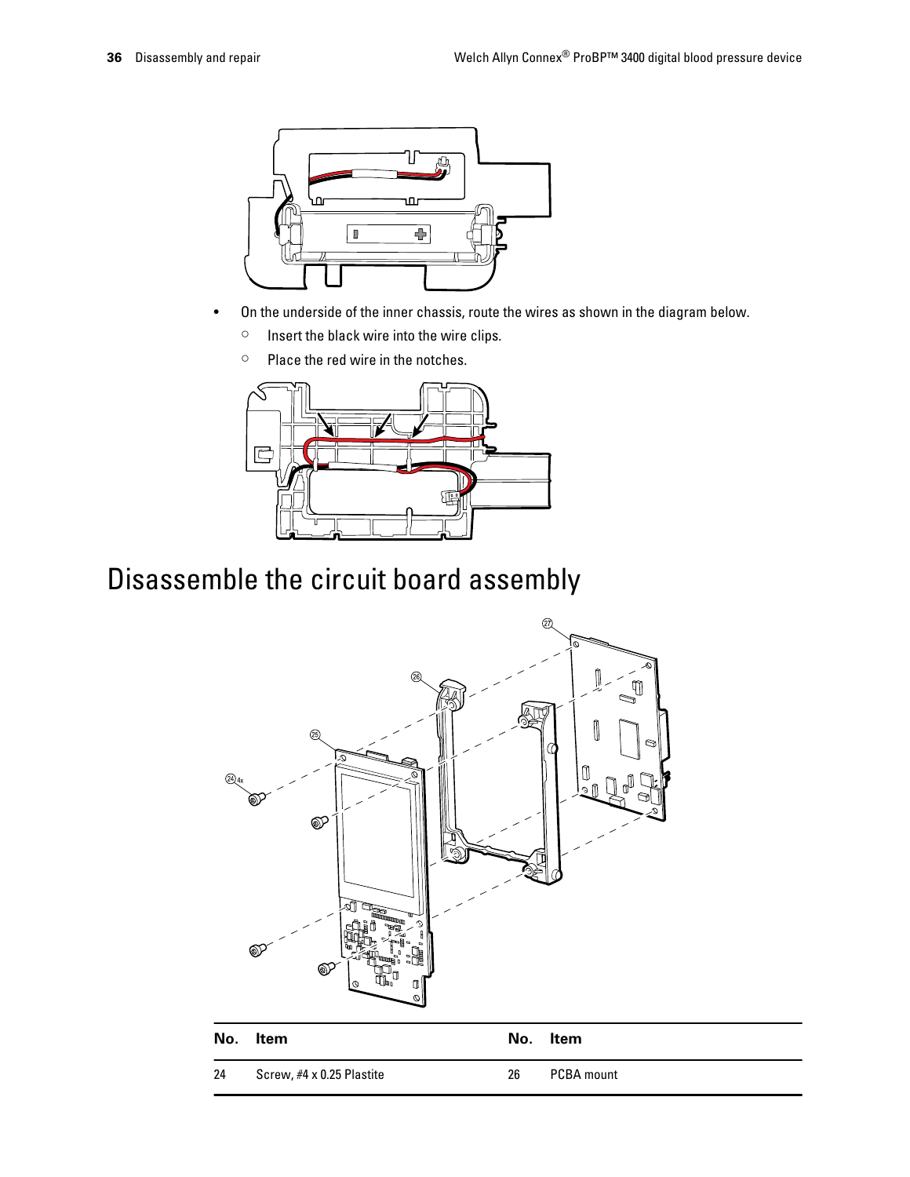- On the underside of the inner chassis, route the wires as shown in the diagram below.
  - Insert the black wire into the wire clips.
  - Place the red wire in the notches.

# Disassemble the circuit board assembly

| No. | Item | No. | Item |
|---|---|---|---|
| 24 | Screw, #4 x 0.25 Plastite | 26 | PCBA mount |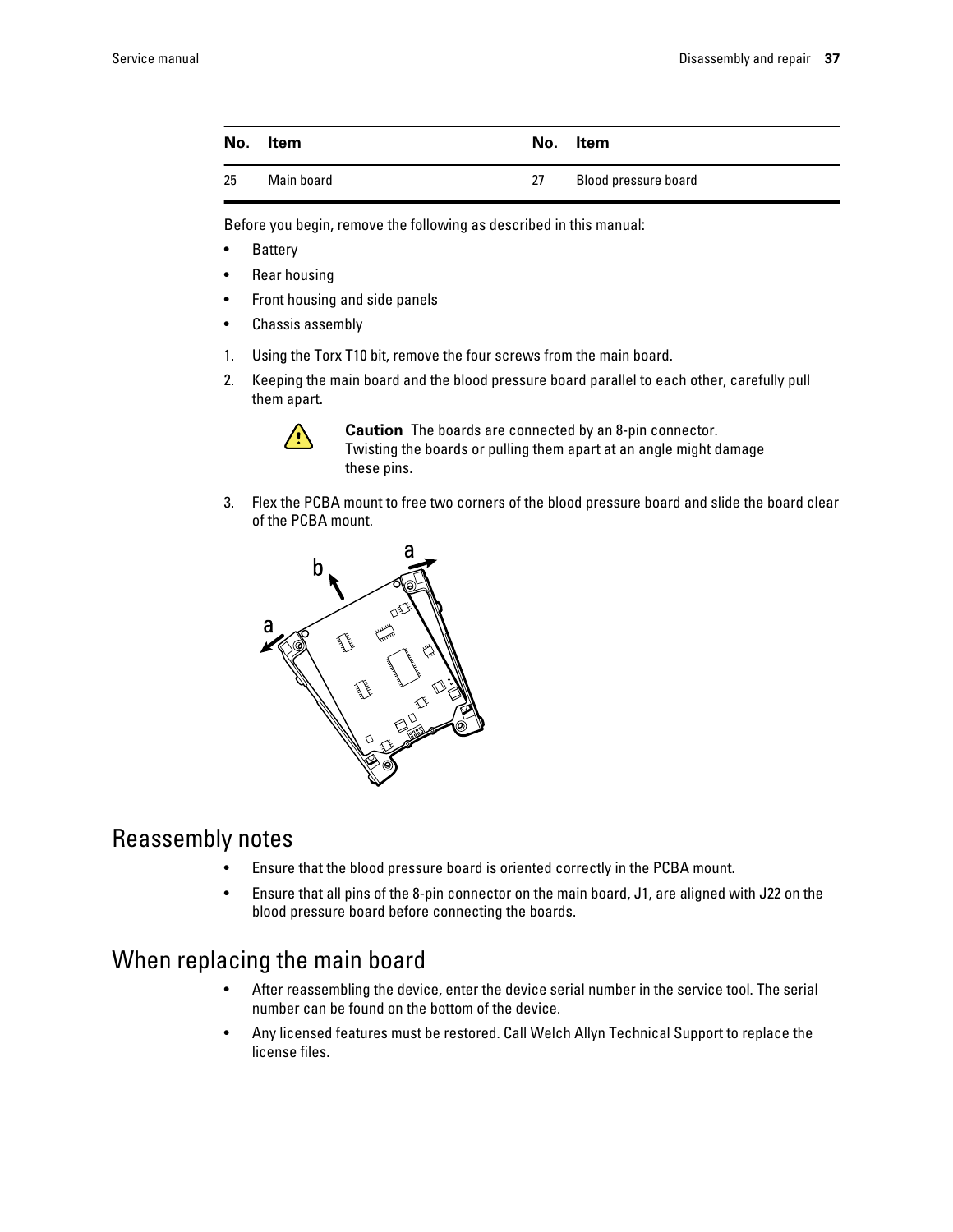| No. | Item | No. | Item |
| --- | --- | --- | --- |
| 25 | Main board | 27 | Blood pressure board |

Before you begin, remove the following as described in this manual:

- Battery
- Rear housing
- Front housing and side panels
- Chassis assembly

1. Using the Torx T10 bit, remove the four screws from the main board.
2. Keeping the main board and the blood pressure board parallel to each other, carefully pull them apart.

   **Caution** The boards are connected by an 8-pin connector. Twisting the boards or pulling them apart at an angle might damage these pins.

3. Flex the PCBA mount to free two corners of the blood pressure board and slide the board clear of the PCBA mount.

a

b

a

## Reassembly notes

- Ensure that the blood pressure board is oriented correctly in the PCBA mount.
- Ensure that all pins of the 8-pin connector on the main board, J1, are aligned with J22 on the blood pressure board before connecting the boards.

## When replacing the main board

- After reassembling the device, enter the device serial number in the service tool. The serial number can be found on the bottom of the device.
- Any licensed features must be restored. Call Welch Allyn Technical Support to replace the license files.